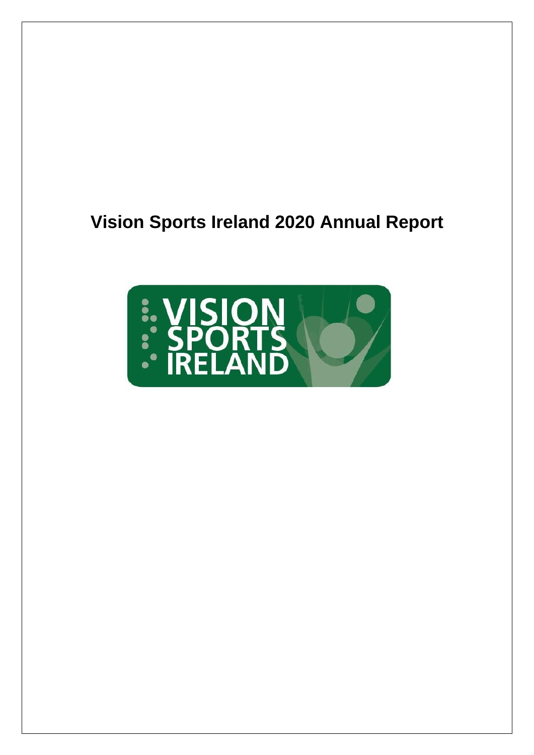# Vision Sports Ireland 2020 Annual Report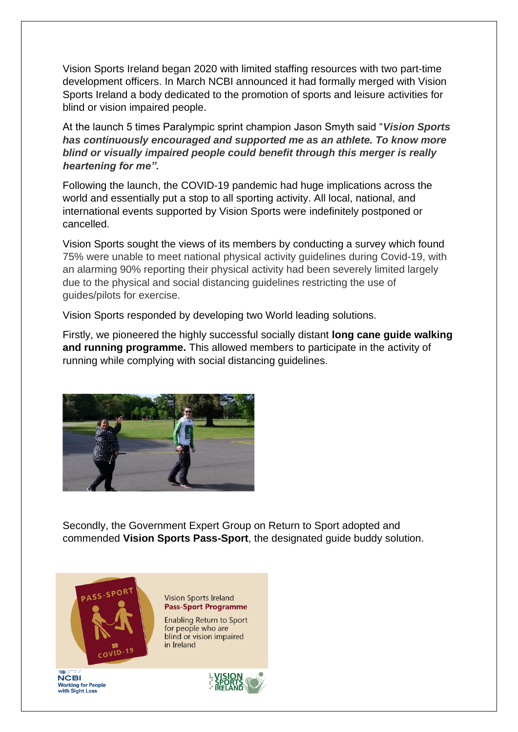Vision Sports Ireland began 2020 with limited staffing resources with two part-time development officers. In March NCBI announced it had formally merged with Vision Sports Ireland a body dedicated to the promotion of sports and leisure activities for blind or vision impaired people.

At the launch 5 times Paralympic sprint champion Jason Smyth said "***Vision Sports has continuously encouraged and supported me as an athlete. To know more blind or visually impaired people could benefit through this merger is really heartening for me".***

Following the launch, the COVID-19 pandemic had huge implications across the world and essentially put a stop to all sporting activity. All local, national, and international events supported by Vision Sports were indefinitely postponed or cancelled.

Vision Sports sought the views of its members by conducting a survey which found 75% were unable to meet national physical activity guidelines during Covid-19, with an alarming 90% reporting their physical activity had been severely limited largely due to the physical and social distancing guidelines restricting the use of guides/pilots for exercise.

Vision Sports responded by developing two World leading solutions.

Firstly, we pioneered the highly successful socially distant **long cane guide walking and running programme.** This allowed members to participate in the activity of running while complying with social distancing guidelines.

Secondly, the Government Expert Group on Return to Sport adopted and commended **Vision Sports Pass-Sport**, the designated guide buddy solution.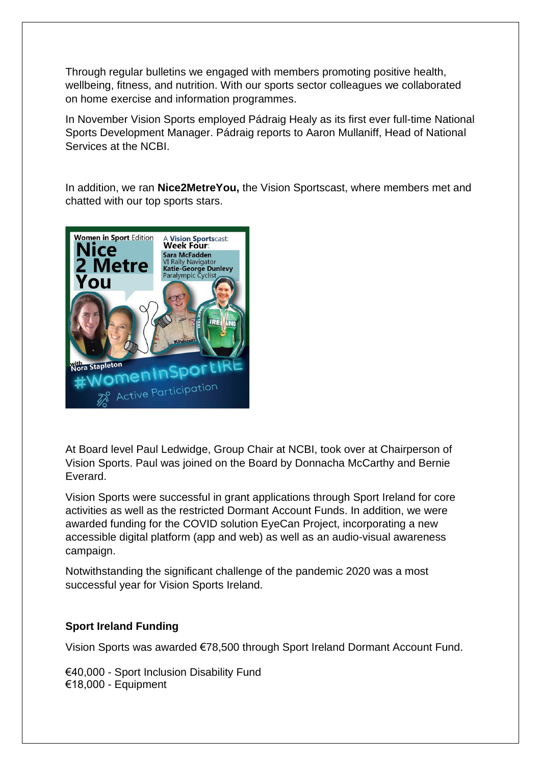Through regular bulletins we engaged with members promoting positive health, wellbeing, fitness, and nutrition. With our sports sector colleagues we collaborated on home exercise and information programmes.

In November Vision Sports employed Pádraig Healy as its first ever full-time National Sports Development Manager. Pádraig reports to Aaron Mullaniff, Head of National Services at the NCBI.

In addition, we ran **Nice2MetreYou,** the Vision Sportscast, where members met and chatted with our top sports stars.

At Board level Paul Ledwidge, Group Chair at NCBI, took over at Chairperson of Vision Sports. Paul was joined on the Board by Donnacha McCarthy and Bernie Everard.

Vision Sports were successful in grant applications through Sport Ireland for core activities as well as the restricted Dormant Account Funds. In addition, we were awarded funding for the COVID solution EyeCan Project, incorporating a new accessible digital platform (app and web) as well as an audio-visual awareness campaign.

Notwithstanding the significant challenge of the pandemic 2020 was a most successful year for Vision Sports Ireland.

**Sport Ireland Funding**

Vision Sports was awarded €78,500 through Sport Ireland Dormant Account Fund.

€40,000 - Sport Inclusion Disability Fund
€18,000 - Equipment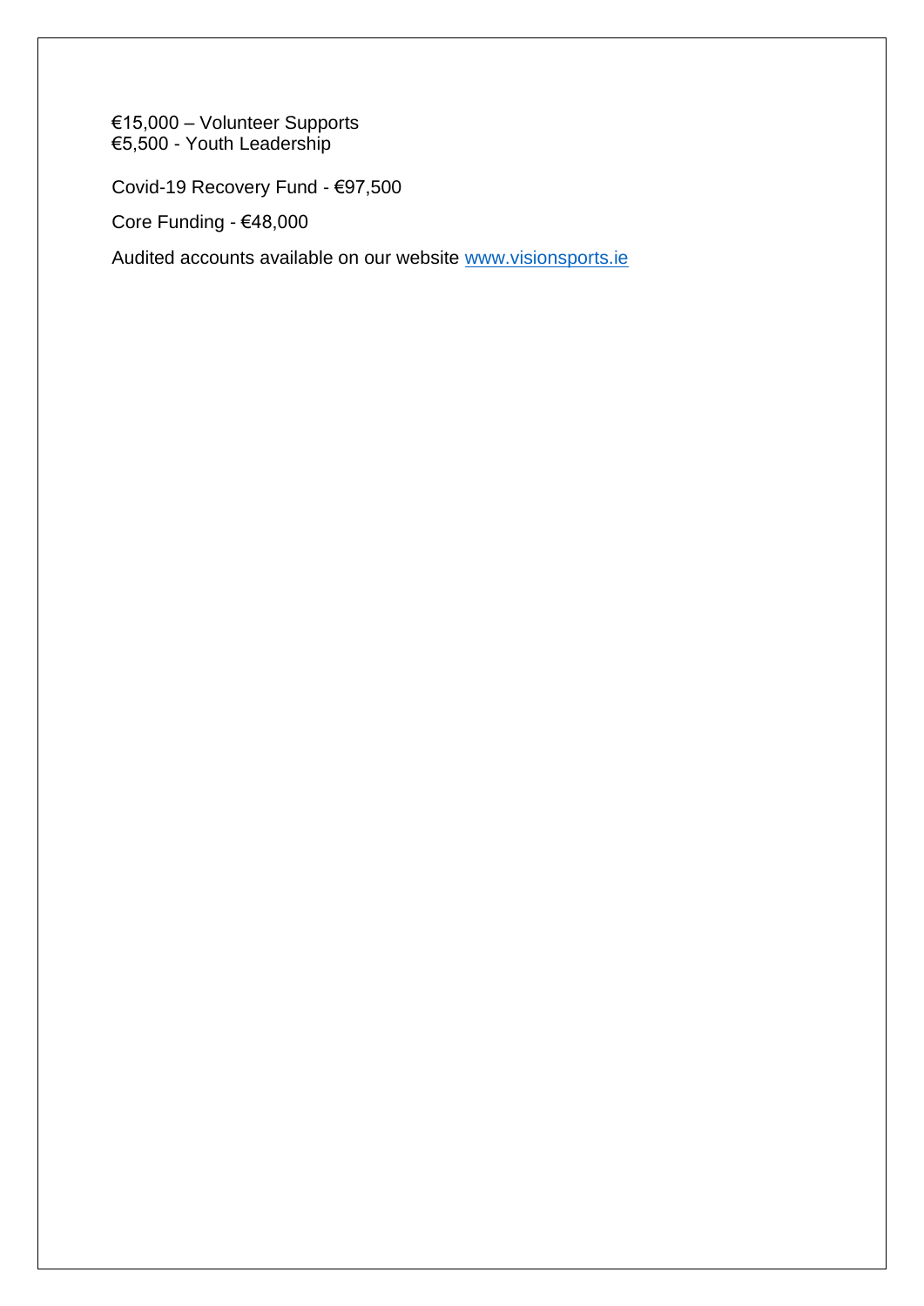€15,000 – Volunteer Supports
€5,500 - Youth Leadership

Covid-19 Recovery Fund - €97,500

Core Funding - €48,000

Audited accounts available on our website [www.visionsports.ie](http://www.visionsports.ie)